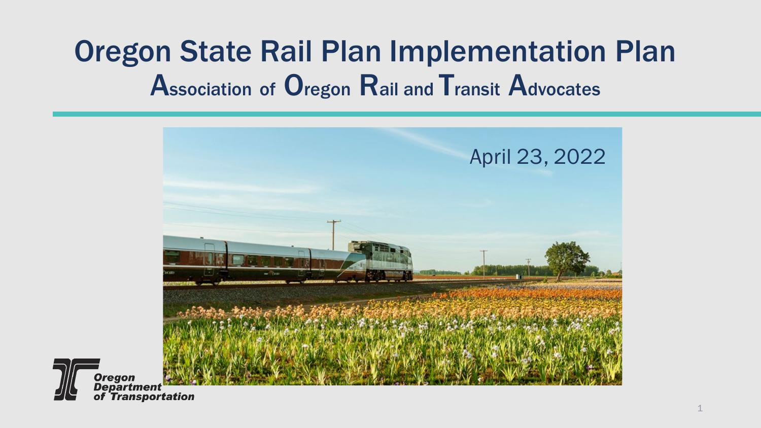# Oregon State Rail Plan Implementation Plan

## Association of Oregon Rail and Transit Advocates

April 23, 2022

Oregon Department of Transportation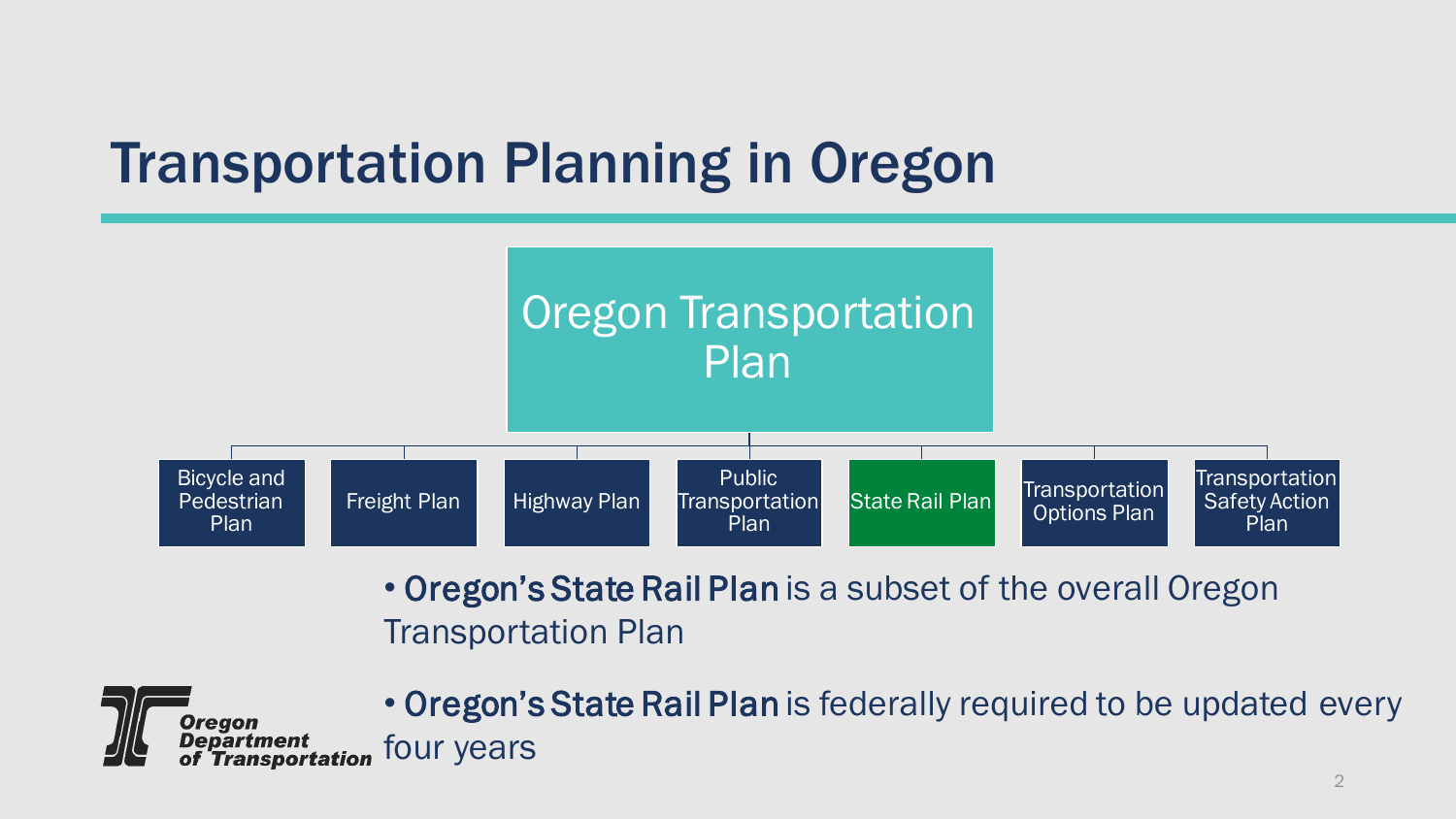# Transportation Planning in Oregon

- Oregon Transportation Plan
  - Bicycle and Pedestrian Plan
  - Freight Plan
  - Highway Plan
  - Public Transportation Plan
  - State Rail Plan
  - Transportation Options Plan
  - Transportation Safety Action Plan

- **Oregon's State Rail Plan** is a subset of the overall Oregon Transportation Plan
- **Oregon's State Rail Plan** is federally required to be updated every four years

Oregon Department of Transportation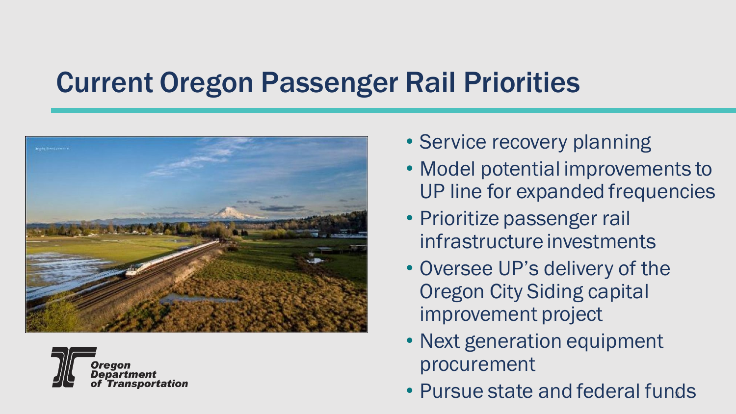# Current Oregon Passenger Rail Priorities

- Service recovery planning
- Model potential improvements to UP line for expanded frequencies
- Prioritize passenger rail infrastructure investments
- Oversee UP's delivery of the Oregon City Siding capital improvement project
- Next generation equipment procurement
- Pursue state and federal funds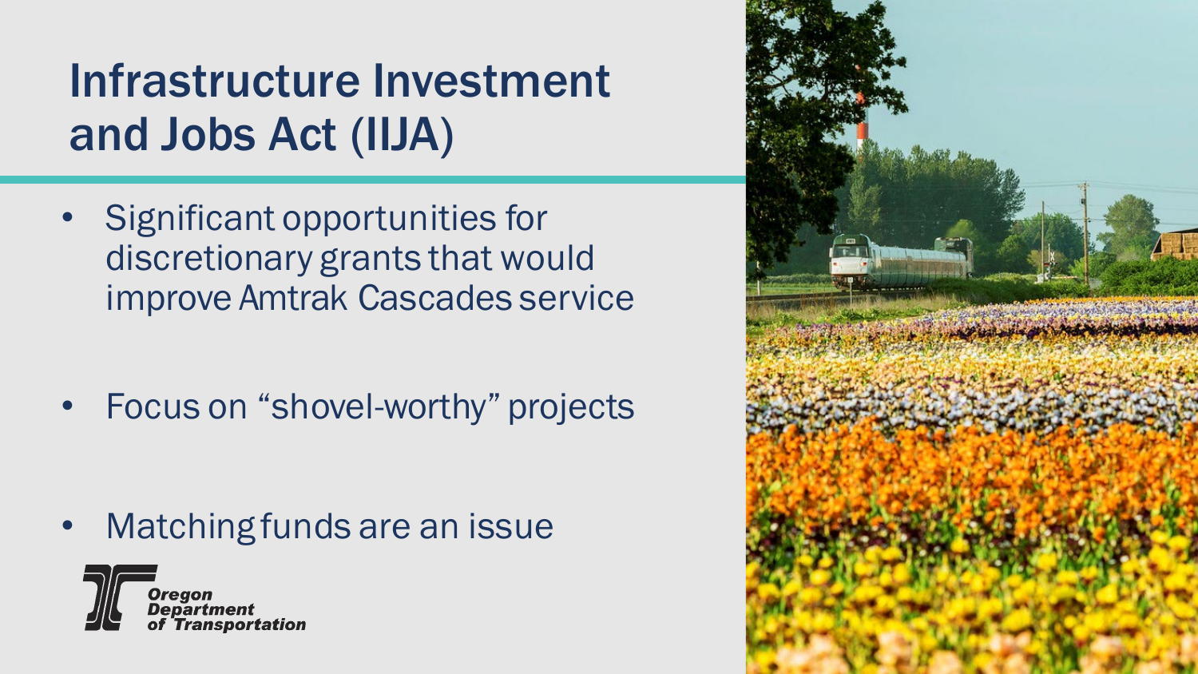# Infrastructure Investment and Jobs Act (IIJA)

- Significant opportunities for discretionary grants that would improve Amtrak Cascades service
- Focus on "shovel-worthy" projects
- Matching funds are an issue

Oregon Department of Transportation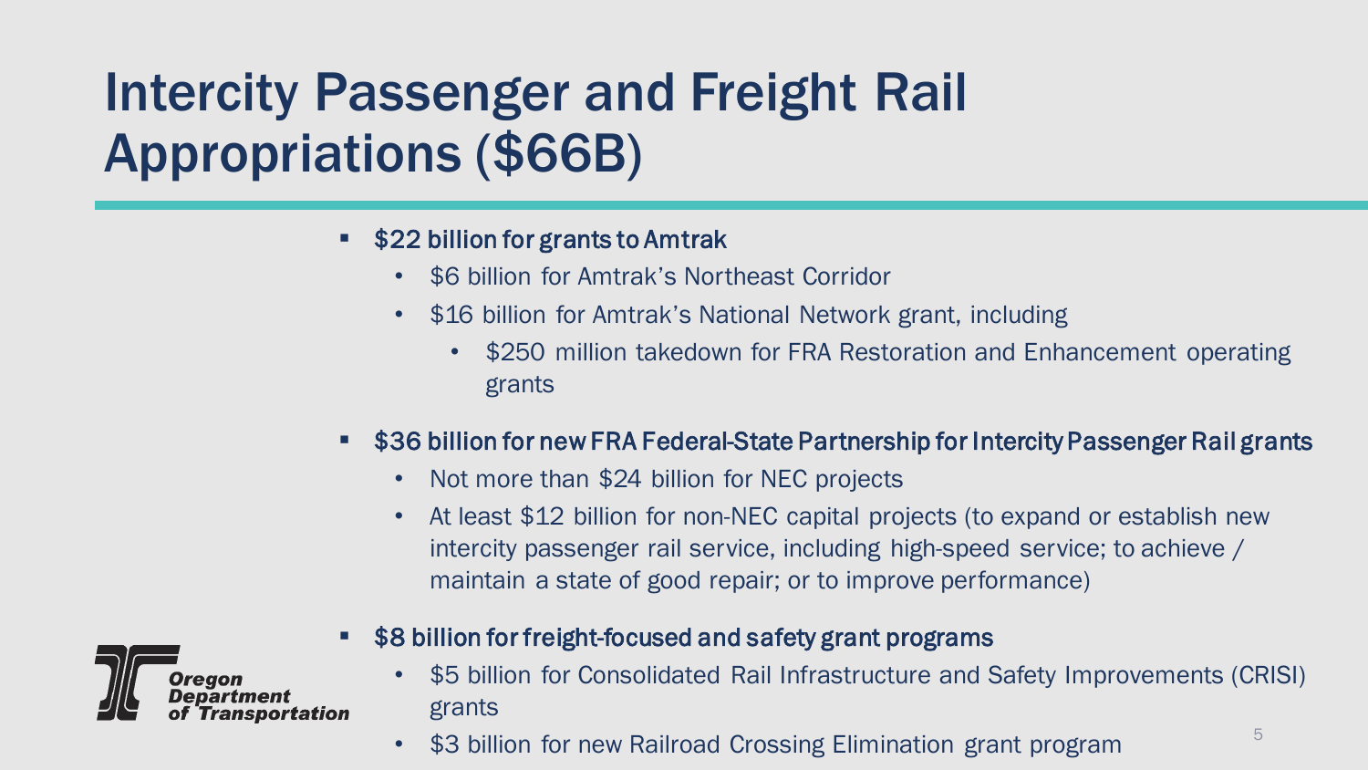# Intercity Passenger and Freight Rail Appropriations ($66B)

- **$22 billion for grants to Amtrak**
  - $6 billion for Amtrak's Northeast Corridor
  - $16 billion for Amtrak's National Network grant, including
    - $250 million takedown for FRA Restoration and Enhancement operating grants
- **$36 billion for new FRA Federal-State Partnership for Intercity Passenger Rail grants**
  - Not more than $24 billion for NEC projects
  - At least $12 billion for non-NEC capital projects (to expand or establish new intercity passenger rail service, including high-speed service; to achieve / maintain a state of good repair; or to improve performance)
- **$8 billion for freight-focused and safety grant programs**
  - $5 billion for Consolidated Rail Infrastructure and Safety Improvements (CRISI) grants
  - $3 billion for new Railroad Crossing Elimination grant program

Oregon Department of Transportation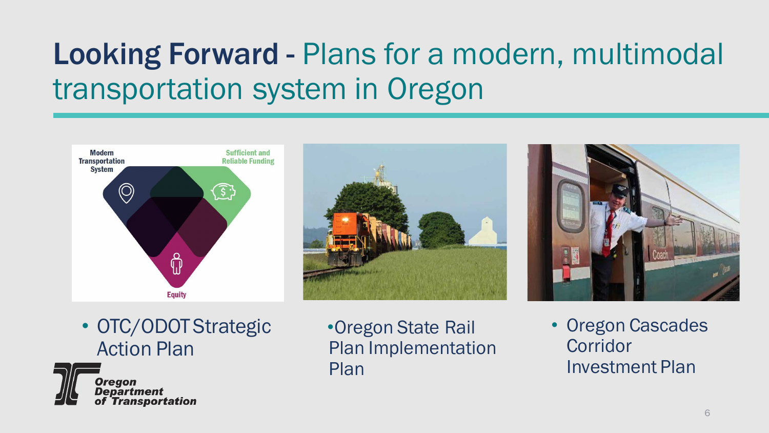# Looking Forward - Plans for a modern, multimodal transportation system in Oregon

- OTC/ODOT Strategic Action Plan
- Oregon State Rail Plan Implementation Plan
- Oregon Cascades Corridor Investment Plan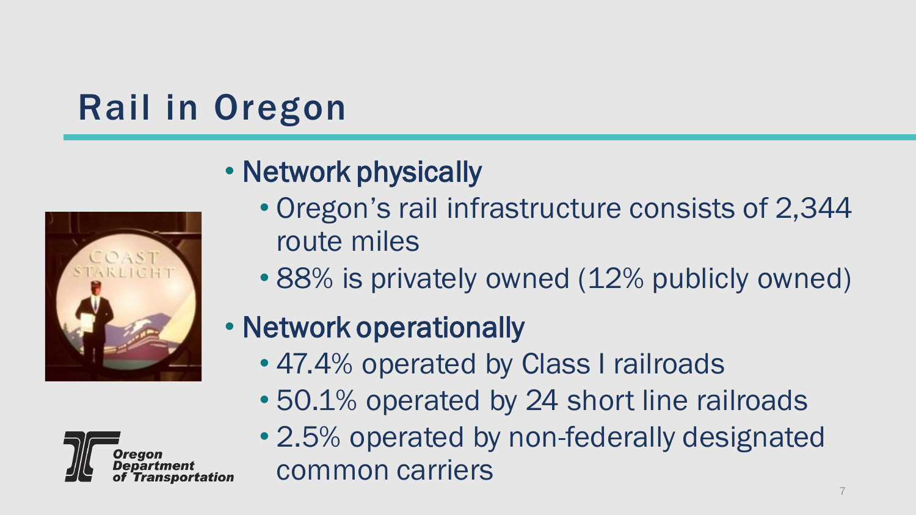# Rail in Oregon

- Network physically
  - Oregon's rail infrastructure consists of 2,344 route miles
  - 88% is privately owned (12% publicly owned)
- Network operationally
  - 47.4% operated by Class I railroads
  - 50.1% operated by 24 short line railroads
  - 2.5% operated by non-federally designated common carriers

Oregon Department of Transportation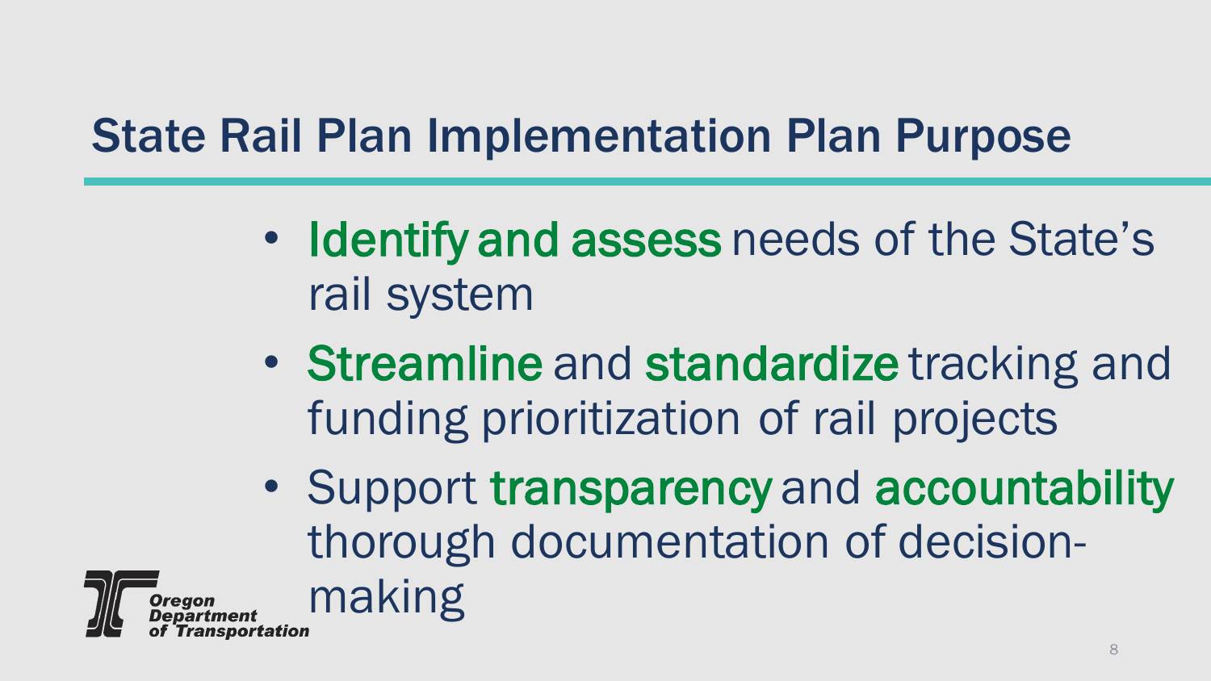# State Rail Plan Implementation Plan Purpose

- Identify and assess needs of the State's rail system
- Streamline and standardize tracking and funding prioritization of rail projects
- Support transparency and accountability thorough documentation of decision-making

Oregon Department of Transportation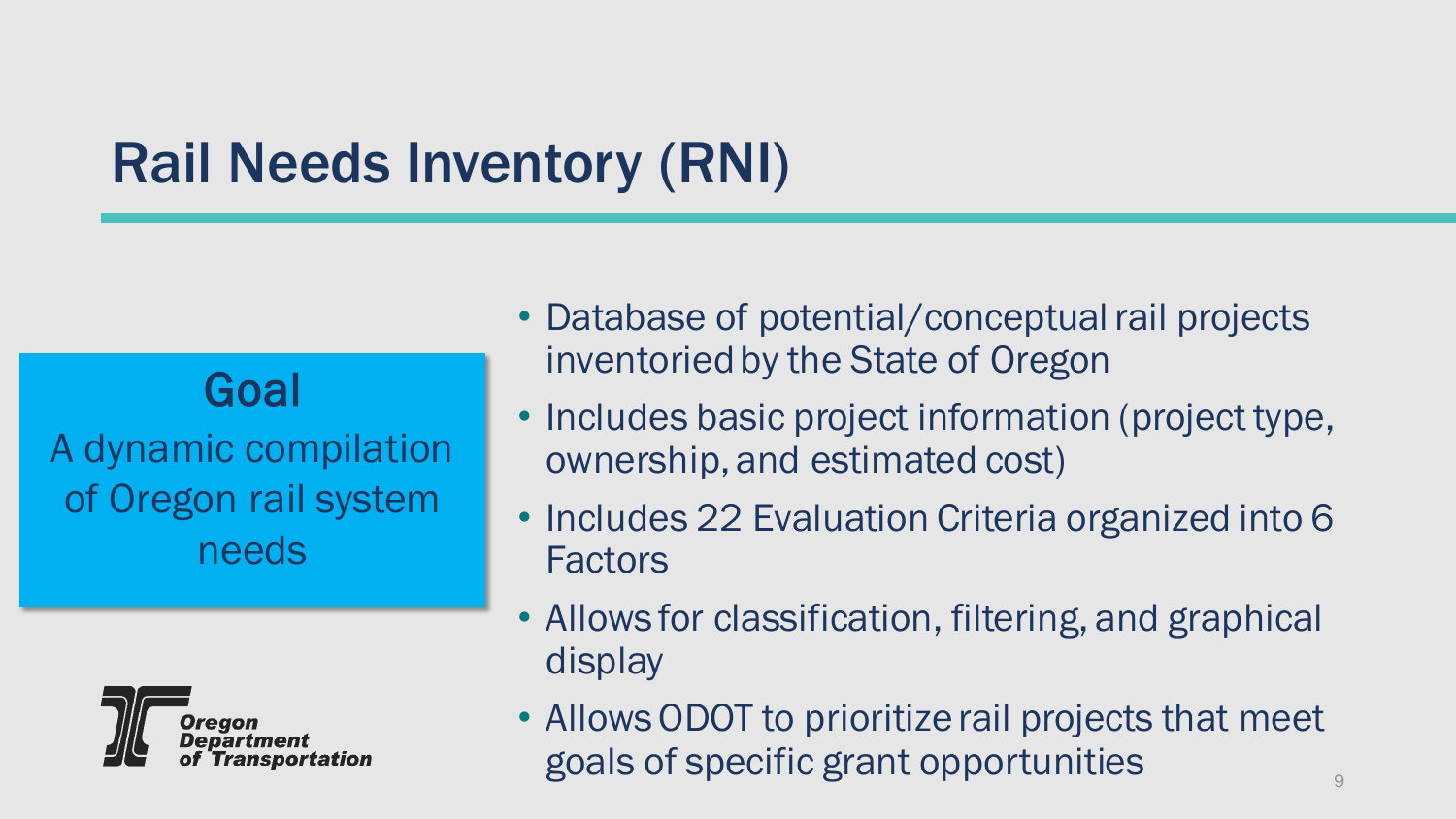# Rail Needs Inventory (RNI)

**Goal**

A dynamic compilation of Oregon rail system needs

Oregon Department of Transportation

- Database of potential/conceptual rail projects inventoried by the State of Oregon
- Includes basic project information (project type, ownership, and estimated cost)
- Includes 22 Evaluation Criteria organized into 6 Factors
- Allows for classification, filtering, and graphical display
- Allows ODOT to prioritize rail projects that meet goals of specific grant opportunities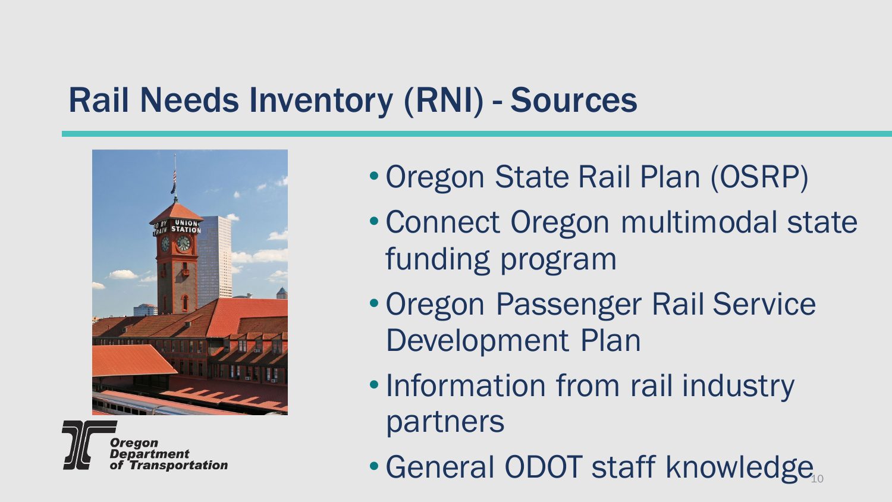# Rail Needs Inventory (RNI) - Sources

- Oregon State Rail Plan (OSRP)
- Connect Oregon multimodal state funding program
- Oregon Passenger Rail Service Development Plan
- Information from rail industry partners
- General ODOT staff knowledge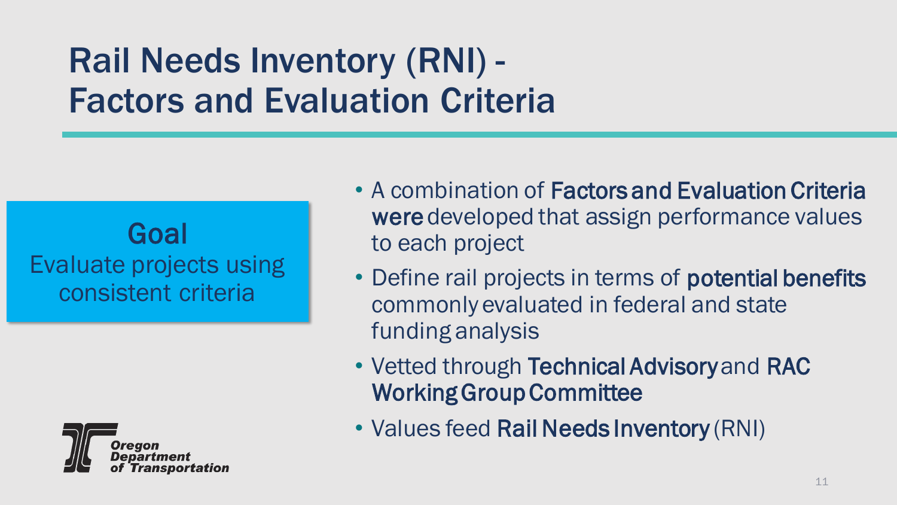# Rail Needs Inventory (RNI) - Factors and Evaluation Criteria

**Goal**
Evaluate projects using consistent criteria

- A combination of **Factors and Evaluation Criteria were** developed that assign performance values to each project
- Define rail projects in terms of **potential benefits** commonly evaluated in federal and state funding analysis
- Vetted through **Technical Advisory** and **RAC Working Group Committee**
- Values feed **Rail Needs Inventory** (RNI)

Oregon Department of Transportation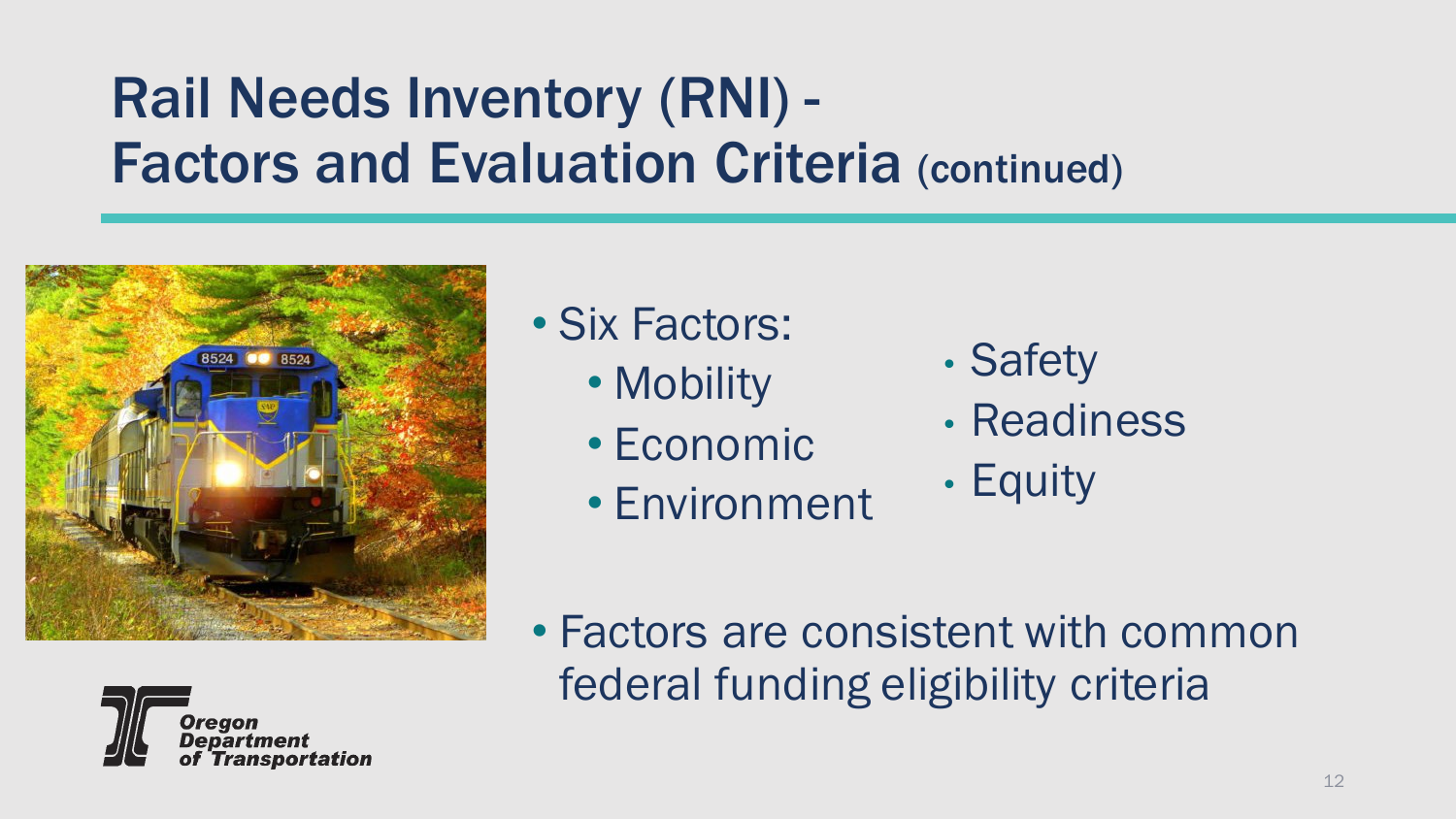# Rail Needs Inventory (RNI) - Factors and Evaluation Criteria (continued)

- Six Factors:
  - Mobility
  - Economic
  - Environment
  - Safety
  - Readiness
  - Equity
- Factors are consistent with common federal funding eligibility criteria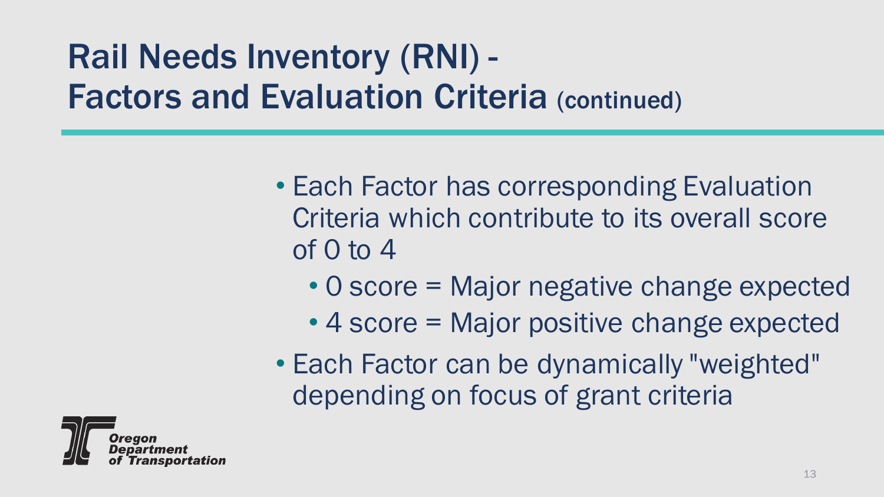# Rail Needs Inventory (RNI) - Factors and Evaluation Criteria (continued)

- Each Factor has corresponding Evaluation Criteria which contribute to its overall score of 0 to 4
  - 0 score = Major negative change expected
  - 4 score = Major positive change expected
- Each Factor can be dynamically "weighted" depending on focus of grant criteria

Oregon Department of Transportation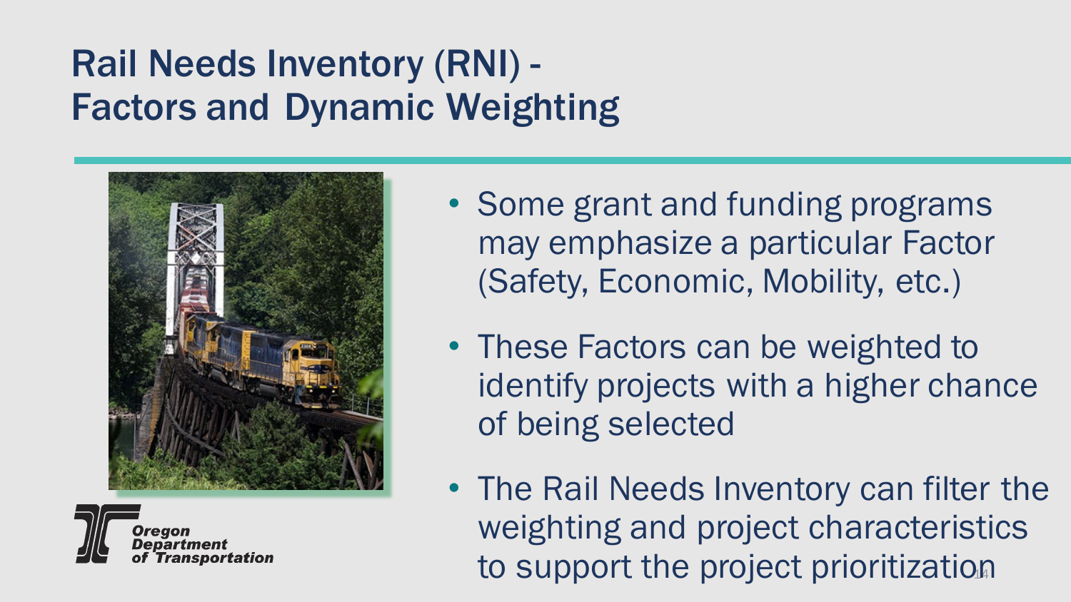# Rail Needs Inventory (RNI) - Factors and Dynamic Weighting

- Some grant and funding programs may emphasize a particular Factor (Safety, Economic, Mobility, etc.)
- These Factors can be weighted to identify projects with a higher chance of being selected
- The Rail Needs Inventory can filter the weighting and project characteristics to support the project prioritization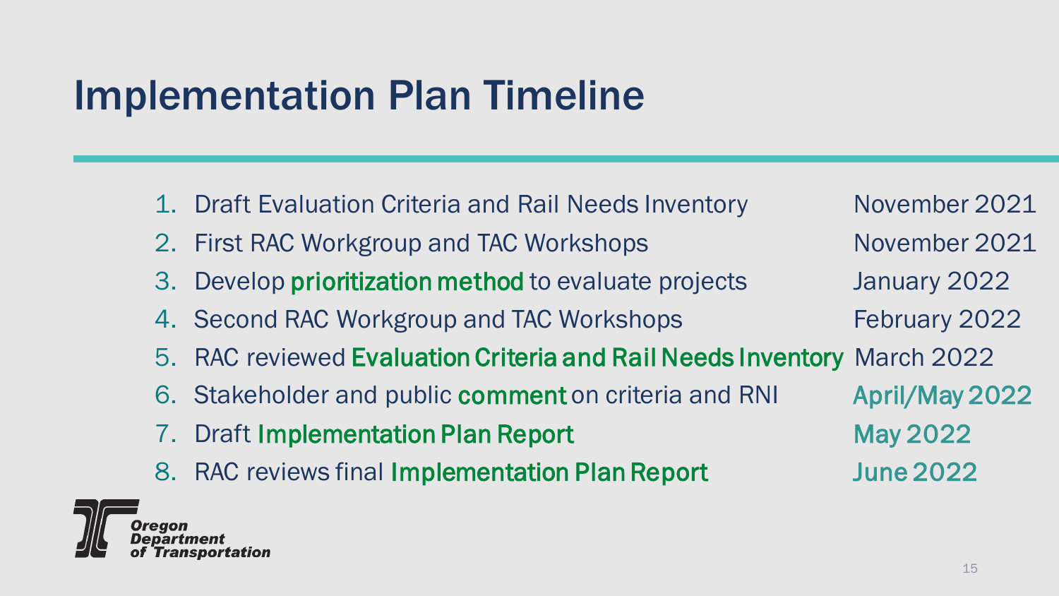# Implementation Plan Timeline

1. Draft Evaluation Criteria and Rail Needs Inventory — November 2021
2. First RAC Workgroup and TAC Workshops — November 2021
3. Develop **prioritization method** to evaluate projects — January 2022
4. Second RAC Workgroup and TAC Workshops — February 2022
5. RAC reviewed **Evaluation Criteria and Rail Needs Inventory** — March 2022
6. Stakeholder and public **comment** on criteria and RNI — **April/May 2022**
7. Draft **Implementation Plan Report** — **May 2022**
8. RAC reviews final **Implementation Plan Report** — **June 2022**

Oregon Department of Transportation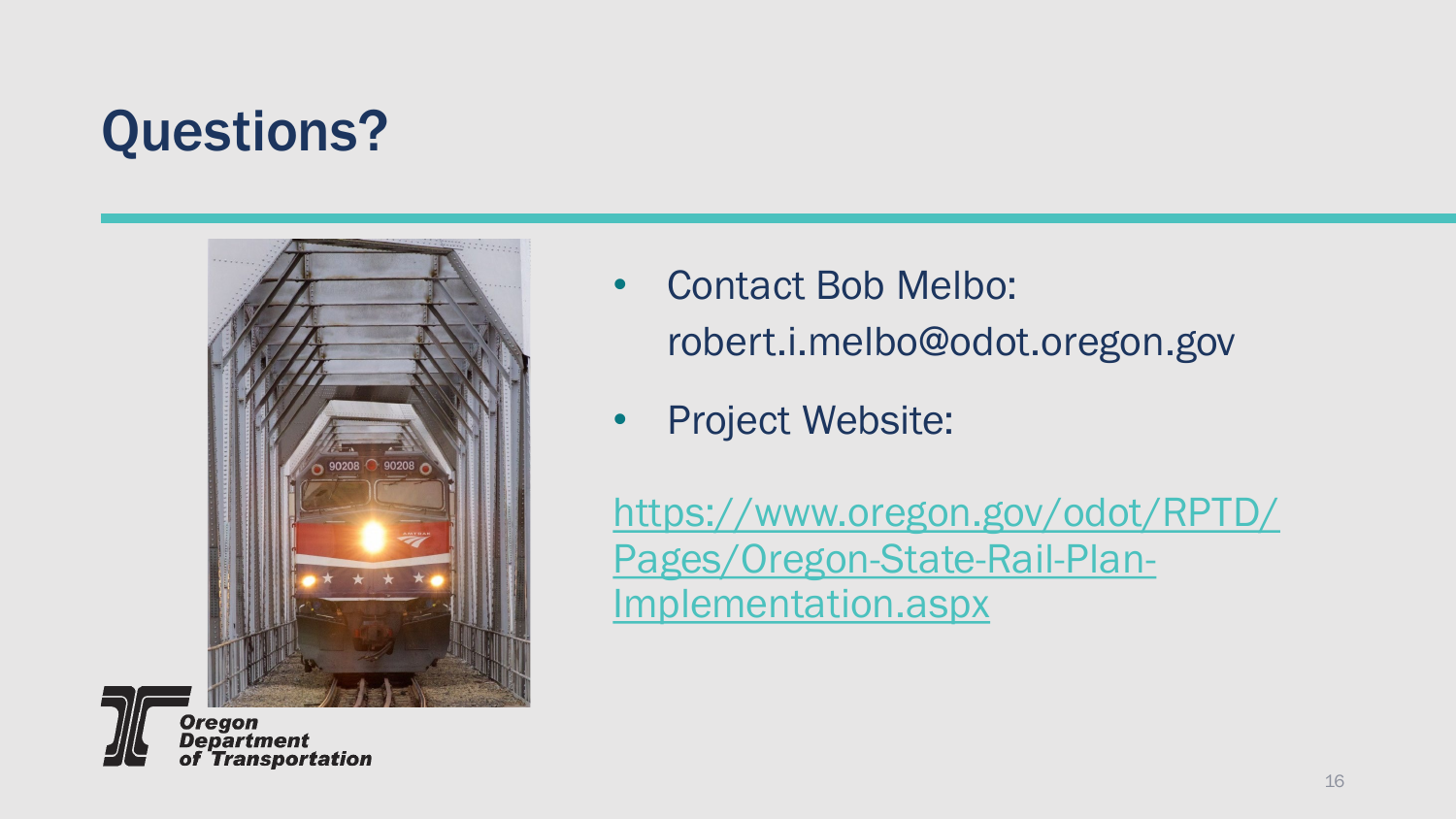# Questions?

- Contact Bob Melbo: robert.i.melbo@odot.oregon.gov
- Project Website:

https://www.oregon.gov/odot/RPTD/Pages/Oregon-State-Rail-Plan-Implementation.aspx

Oregon Department of Transportation